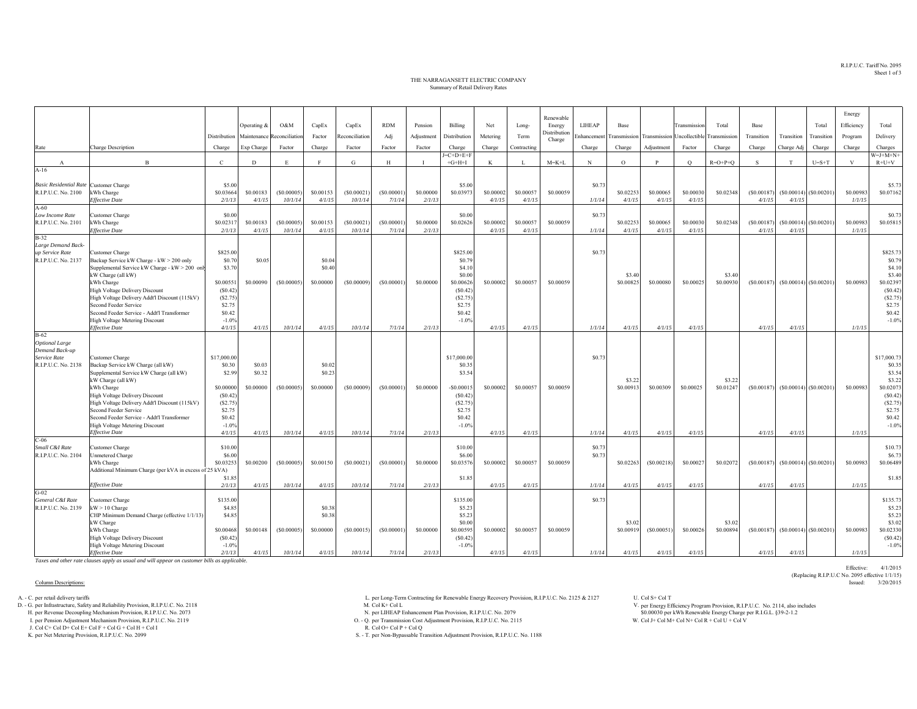R.I.P.U.C. Tariff No. 2095
Sheet 1 of 3

THE NARRAGANSETT ELECTRIC COMPANY
Summary of Retail Delivery Rates

| Rate | Charge Description | Distribution Charge | Operating & Maintenance Exp Charge | O&M Reconciliation Factor | CapEx Factor Charge | CapEx Reconciliation Factor | RDM Adj Factor | Pension Adjustment Factor | Billing Distribution Charge | Net Metering Charge | Long-Term Contracting | Renewable Energy Distribution Charge | LIHEAP Enhancement Charge | Base Transmission Charge | Transmission Adjustment | Transmission Uncollectible Factor | Total Transmission Charge | Base Transition Charge | Transition Charge Adj | Total Transition Charge | Energy Efficiency Program Charge | Total Delivery Charges |
|---|---|---|---|---|---|---|---|---|---|---|---|---|---|---|---|---|---|---|---|---|---|---|
| A | B | C | D | E | F | G | H | I | J=C+D+E+F+G+H+I | K | L | M=K+L | N | O | P | Q | R=O+P+Q | S | T | U=S+T | V | W=J+M+N+R+U+V |
| A-16 | | | | | | | | | | | | | | | | | | | | | | |
| *Basic Residential Rate* | Customer Charge | $5.00 | | | | | | | $5.00 | | | | $0.73 | | | | | | | | | $5.73 |
| R.I.P.U.C. No. 2100 | kWh Charge | $0.03664 | $0.00183 | ($0.00005) | $0.00153 | ($0.00021) | ($0.00001) | $0.00000 | $0.03973 | $0.00002 | $0.00057 | $0.00059 | | $0.02253 | $0.00065 | $0.00030 | $0.02348 | ($0.00187) | ($0.00014) | ($0.00201) | $0.00983 | $0.07162 |
| | *Effective Date* | *2/1/13* | *4/1/15* | *10/1/14* | *4/1/15* | *10/1/14* | *7/1/14* | *2/1/13* | | *4/1/15* | *4/1/15* | | *1/1/14* | *4/1/15* | *4/1/15* | *4/1/15* | | *4/1/15* | *4/1/15* | | *1/1/15* | |
| A-60 | | | | | | | | | | | | | | | | | | | | | | |
| *Low Income Rate* | Customer Charge | $0.00 | | | | | | | $0.00 | | | | $0.73 | | | | | | | | | $0.73 |
| R.I.P.U.C. No. 2101 | kWh Charge | $0.02317 | $0.00183 | ($0.00005) | $0.00153 | ($0.00021) | ($0.00001) | $0.00000 | $0.02626 | $0.00002 | $0.00057 | $0.00059 | | $0.02253 | $0.00065 | $0.00030 | $0.02348 | ($0.00187) | ($0.00014) | ($0.00201) | $0.00983 | $0.05815 |
| | *Effective Date* | *2/1/13* | *4/1/15* | *10/1/14* | *4/1/15* | *10/1/14* | *7/1/14* | *2/1/13* | | *4/1/15* | *4/1/15* | | *1/1/14* | *4/1/15* | *4/1/15* | *4/1/15* | | *4/1/15* | *4/1/15* | | *1/1/15* | |
| B-32 | | | | | | | | | | | | | | | | | | | | | | |
| *Large Demand Back-up Service Rate* | Customer Charge | $825.00 | | | | | | | $825.00 | | | | $0.73 | | | | | | | | | $825.73 |
| R.I.P.U.C. No. 2137 | Backup Service kW Charge - kW > 200 only | $0.70 | $0.05 | | $0.04 | | | | $0.79 | | | | | | | | | | | | | $0.79 |
| | Supplemental Service kW Charge - kW > 200 only | $3.70 | | | $0.40 | | | | $4.10 | | | | | | | | | | | | | $4.10 |
| | kW Charge (all kW) | | | | | | | | $0.00 | | | | | $3.40 | | | $3.40 | | | | | $3.40 |
| | kWh Charge | $0.00551 | $0.00090 | ($0.00005) | $0.00000 | ($0.00009) | ($0.00001) | $0.00000 | $0.00626 | $0.00002 | $0.00057 | $0.00059 | | $0.00825 | $0.00080 | $0.00025 | $0.00930 | ($0.00187) | ($0.00014) | ($0.00201) | $0.00983 | $0.02397 |
| | High Voltage Delivery Discount | ($0.42) | | | | | | | ($0.42) | | | | | | | | | | | | | ($0.42) |
| | High Voltage Delivery Addt'l Discount (115kV) | ($2.75) | | | | | | | ($2.75) | | | | | | | | | | | | | ($2.75) |
| | Second Feeder Service | $2.75 | | | | | | | $2.75 | | | | | | | | | | | | | $2.75 |
| | Second Feeder Service - Addt'l Transformer | $0.42 | | | | | | | $0.42 | | | | | | | | | | | | | $0.42 |
| | High Voltage Metering Discount | -1.0% | | | | | | | -1.0% | | | | | | | | | | | | | -1.0% |
| | *Effective Date* | *4/1/15* | *4/1/15* | *10/1/14* | *4/1/15* | *10/1/14* | *7/1/14* | *2/1/13* | | *4/1/15* | *4/1/15* | | *1/1/14* | *4/1/15* | *4/1/15* | *4/1/15* | | *4/1/15* | *4/1/15* | | *1/1/15* | |
| B-62 | | | | | | | | | | | | | | | | | | | | | | |
| *Optional Large Demand Back-up Service Rate* | Customer Charge | $17,000.00 | | | | | | | $17,000.00 | | | | $0.73 | | | | | | | | | $17,000.73 |
| R.I.P.U.C. No. 2138 | Backup Service kW Charge (all kW) | $0.30 | $0.03 | | $0.02 | | | | $0.35 | | | | | | | | | | | | | $0.35 |
| | Supplemental Service kW Charge (all kW) | $2.99 | $0.32 | | $0.23 | | | | $3.54 | | | | | | | | | | | | | $3.54 |
| | kW Charge (all kW) | | | | | | | | | | | | | $3.22 | | | $3.22 | | | | | $3.22 |
| | kWh Charge | $0.00000 | $0.00000 | ($0.00005) | $0.00000 | ($0.00009) | ($0.00001) | $0.00000 | -$0.00015 | $0.00002 | $0.00057 | $0.00059 | | $0.00913 | $0.00309 | $0.00025 | $0.01247 | ($0.00187) | ($0.00014) | ($0.00201) | $0.00983 | $0.02073 |
| | High Voltage Delivery Discount | ($0.42) | | | | | | | ($0.42) | | | | | | | | | | | | | ($0.42) |
| | High Voltage Delivery Addt'l Discount (115kV) | ($2.75) | | | | | | | ($2.75) | | | | | | | | | | | | | ($2.75) |
| | Second Feeder Service | $2.75 | | | | | | | $2.75 | | | | | | | | | | | | | $2.75 |
| | Second Feeder Service - Addt'l Transformer | $0.42 | | | | | | | $0.42 | | | | | | | | | | | | | $0.42 |
| | High Voltage Metering Discount | -1.0% | | | | | | | -1.0% | | | | | | | | | | | | | -1.0% |
| | *Effective Date* | *4/1/15* | *4/1/15* | *10/1/14* | *4/1/15* | *10/1/14* | *7/1/14* | *2/1/13* | | *4/1/15* | *4/1/15* | | *1/1/14* | *4/1/15* | *4/1/15* | *4/1/15* | | *4/1/15* | *4/1/15* | | *1/1/15* | |
| C-06 | | | | | | | | | | | | | | | | | | | | | | |
| *Small C&I Rate* | Customer Charge | $10.00 | | | | | | | $10.00 | | | | $0.73 | | | | | | | | | $10.73 |
| R.I.P.U.C. No. 2104 | Unmetered Charge | $6.00 | | | | | | | $6.00 | | | | $0.73 | | | | | | | | | $6.73 |
| | kWh Charge | $0.03253 | $0.00200 | ($0.00005) | $0.00150 | ($0.00021) | ($0.00001) | $0.00000 | $0.03576 | $0.00002 | $0.00057 | $0.00059 | | $0.02263 | ($0.00218) | $0.00027 | $0.02072 | ($0.00187) | ($0.00014) | ($0.00201) | $0.00983 | $0.06489 |
| | Additional Minimum Charge (per kVA in excess of 25 kVA) | $1.85 | | | | | | | $1.85 | | | | | | | | | | | | | $1.85 |
| | *Effective Date* | *2/1/13* | *4/1/15* | *10/1/14* | *4/1/15* | *10/1/14* | *7/1/14* | *2/1/13* | | *4/1/15* | *4/1/15* | | *1/1/14* | *4/1/15* | *4/1/15* | *4/1/15* | | *4/1/15* | *4/1/15* | | *1/1/15* | |
| G-02 | | | | | | | | | | | | | | | | | | | | | | |
| *General C&I Rate* | Customer Charge | $135.00 | | | | | | | $135.00 | | | | $0.73 | | | | | | | | | $135.73 |
| R.I.P.U.C. No. 2139 | kW > 10 Charge | $4.85 | | | $0.38 | | | | $5.23 | | | | | | | | | | | | | $5.23 |
| | CHP Minimum Demand Charge (effective 1/1/13) | $4.85 | | | $0.38 | | | | $5.23 | | | | | | | | | | | | | $5.23 |
| | kW Charge | | | | | | | | $0.00 | | | | | $3.02 | | | $3.02 | | | | | $3.02 |
| | kWh Charge | $0.00468 | $0.00148 | ($0.00005) | $0.00000 | ($0.00015) | ($0.00001) | $0.00000 | $0.00595 | $0.00002 | $0.00057 | $0.00059 | | $0.00919 | ($0.00051) | $0.00026 | $0.00894 | ($0.00187) | ($0.00014) | ($0.00201) | $0.00983 | $0.02330 |
| | High Voltage Delivery Discount | ($0.42) | | | | | | | ($0.42) | | | | | | | | | | | | | ($0.42) |
| | High Voltage Metering Discount | -1.0% | | | | | | | -1.0% | | | | | | | | | | | | | -1.0% |
| | *Effective Date* | *2/1/13* | *4/1/15* | *10/1/14* | *4/1/15* | *10/1/14* | *7/1/14* | *2/1/13* | | *4/1/15* | *4/1/15* | | *1/1/14* | *4/1/15* | *4/1/15* | *4/1/15* | | *4/1/15* | *4/1/15* | | *1/1/15* | |

*Taxes and other rate clauses apply as usual and will appear on customer bills as applicable.*

Effective: 4/1/2015
(Replacing R.I.P.U.C No. 2095 effective 1/1/15)
Issued: 3/20/2015

Column Descriptions:

A. - C. per retail delivery tariffs
D. - G. per Infrastructure, Safety and Reliability Provision, R.I.P.U.C. No. 2118
H. per Revenue Decoupling Mechanism Provision, R.I.P.U.C. No. 2073
I. per Pension Adjustment Mechanism Provision, R.I.P.U.C. No. 2119
J. Col C+ Col D+ Col E+ Col F + Col G + Col H + Col I
K. per Net Metering Provision, R.I.P.U.C. No. 2099
L. per Long-Term Contracting for Renewable Energy Recovery Provision, R.I.P.U.C. No. 2125 & 2127
M. Col K+ Col L
N. per LIHEAP Enhancement Plan Provision, R.I.P.U.C. No. 2079
O. - Q. per Transmission Cost Adjustment Provision, R.I.P.U.C. No. 2115
R. Col O+ Col P + Col Q
S. - T. per Non-Bypassable Transition Adjustment Provision, R.I.P.U.C. No. 1188
U. Col S+ Col T
V. per Energy Efficiency Program Provision, R.I.P.U.C. No. 2114, also includes $0.00030 per kWh Renewable Energy Charge per R.I.G.L. §39-2-1.2
W. Col J+ Col M+ Col N+ Col R + Col U + Col V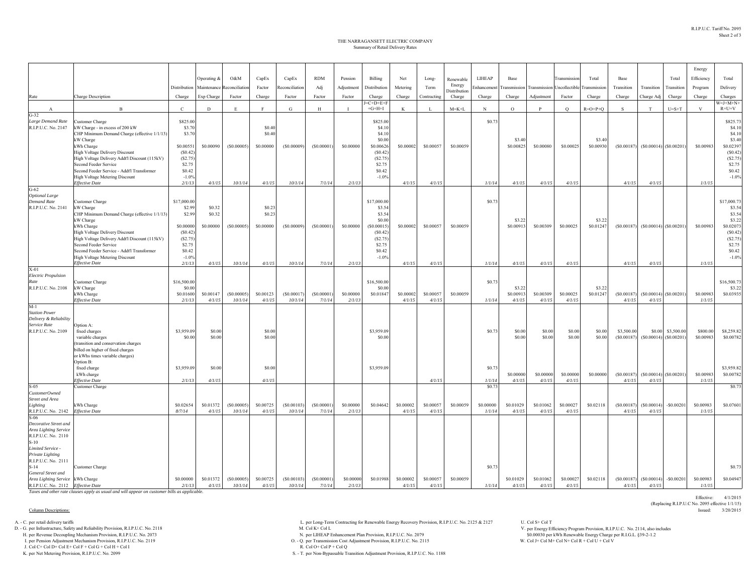# THE NARRAGANSETT ELECTRIC COMPANY

## Summary of Retail Delivery Rates

| Rate | Charge Description | Distribution Charge | Operating & Maintenance Exp Charge | O&M Reconciliation Factor | CapEx Factor Charge | CapEx Reconciliation Factor | RDM Adj Factor | Pension Adjustment Factor | Billing Distribution Charge | Net Metering Charge | Long-Term Contracting | Renewable Energy Distribution Charge | LIHEAP Enhancement Charge | Base Transmission Charge | Transmission Adjustment | Transmission Uncollectible Factor | Total Transmission Charge | Base Transition Charge | Transition Charge Adj | Total Transition Charge | Energy Efficiency Program Charge | Total Delivery Charges |
|---|---|---|---|---|---|---|---|---|---|---|---|---|---|---|---|---|---|---|---|---|---|---|
| A | B | C | D | E | F | G | H | I | J=C+D+E+F+G+H+I | K | L | M=K+L | N | O | P | Q | R=O+P+Q | S | T | U=S+T | V | W=J+M+N+R+U+V |
| G-32 | | | | | | | | | | | | | | | | | | | | | | |
| *Large Demand Rate* | Customer Charge | $825.00 | | | | | | | $825.00 | | | | $0.73 | | | | | | | | | $825.73 |
| R.I.P.U.C. No. 2147 | kW Charge - in excess of 200 kW | $3.70 | | | $0.40 | | | | $4.10 | | | | | | | | | | | | | $4.10 |
| | CHP Minimum Demand Charge (effective 1/1/13) | $3.70 | | | $0.40 | | | | $4.10 | | | | | | | | | | | | | $4.10 |
| | kW Charge | | | | | | | | $0.00 | | | | | $3.40 | | | $3.40 | | | | | $3.40 |
| | kWh Charge | $0.00551 | $0.00090 | ($0.00005) | $0.00000 | ($0.00009) | ($0.00001) | $0.00000 | $0.00626 | $0.00002 | $0.00057 | $0.00059 | | $0.00825 | $0.00080 | $0.00025 | $0.00930 | ($0.00187) | ($0.00014) | ($0.00201) | $0.00983 | $0.02397 |
| | High Voltage Delivery Discount | ($0.42) | | | | | | | ($0.42) | | | | | | | | | | | | | ($0.42) |
| | High Voltage Delivery Addt'l Discount (115kV) | ($2.75) | | | | | | | ($2.75) | | | | | | | | | | | | | ($2.75) |
| | Second Feeder Service | $2.75 | | | | | | | $2.75 | | | | | | | | | | | | | $2.75 |
| | Second Feeder Service - Addt'l Transformer | $0.42 | | | | | | | $0.42 | | | | | | | | | | | | | $0.42 |
| | High Voltage Metering Discount | -1.0% | | | | | | | -1.0% | | | | | | | | | | | | | -1.0% |
| | *Effective Date* | *2/1/13* | *4/1/15* | *10/1/14* | *4/1/15* | *10/1/14* | *7/1/14* | *2/1/13* | | *4/1/15* | *4/1/15* | | *1/1/14* | *4/1/15* | *4/1/15* | *4/1/15* | | *4/1/15* | *4/1/15* | | *1/1/15* | |
| G-62 | | | | | | | | | | | | | | | | | | | | | | |
| *Optional Large Demand Rate* | Customer Charge | $17,000.00 | | | | | | | $17,000.00 | | | | $0.73 | | | | | | | | | $17,000.73 |
| R.I.P.U.C. No. 2141 | kW Charge | $2.99 | $0.32 | | $0.23 | | | | $3.54 | | | | | | | | | | | | | $3.54 |
| | CHP Minimum Demand Charge (effective 1/1/13) | $2.99 | $0.32 | | $0.23 | | | | $3.54 | | | | | | | | | | | | | $3.54 |
| | kW Charge | | | | | | | | $0.00 | | | | | $3.22 | | | $3.22 | | | | | $3.22 |
| | kWh Charge | $0.00000 | $0.00000 | ($0.00005) | $0.00000 | ($0.00009) | ($0.00001) | $0.00000 | ($0.00015) | $0.00002 | $0.00057 | $0.00059 | | $0.00913 | $0.00309 | $0.00025 | $0.01247 | ($0.00187) | ($0.00014) | ($0.00201) | $0.00983 | $0.02073 |
| | High Voltage Delivery Discount | ($0.42) | | | | | | | ($0.42) | | | | | | | | | | | | | ($0.42) |
| | High Voltage Delivery Addt'l Discount (115kV) | ($2.75) | | | | | | | ($2.75) | | | | | | | | | | | | | ($2.75) |
| | Second Feeder Service | $2.75 | | | | | | | $2.75 | | | | | | | | | | | | | $2.75 |
| | Second Feeder Service - Addt'l Transformer | $0.42 | | | | | | | $0.42 | | | | | | | | | | | | | $0.42 |
| | High Voltage Metering Discount | -1.0% | | | | | | | -1.0% | | | | | | | | | | | | | -1.0% |
| | *Effective Date* | *2/1/13* | *4/1/15* | *10/1/14* | *4/1/15* | *10/1/14* | *7/1/14* | *2/1/13* | | *4/1/15* | *4/1/15* | | *1/1/14* | *4/1/15* | *4/1/15* | *4/1/15* | | *4/1/15* | *4/1/15* | | *1/1/15* | |
| X-01 | | | | | | | | | | | | | | | | | | | | | | |
| *Electric Propulsion Rate* | Customer Charge | $16,500.00 | | | | | | | $16,500.00 | | | | $0.73 | | | | | | | | | $16,500.73 |
| R.I.P.U.C. No. 2108 | kW Charge | $0.00 | | | | | | | $0.00 | | | | | $3.22 | | | $3.22 | | | | | $3.22 |
| | kWh Charge | $0.01600 | $0.00147 | ($0.00005) | $0.00123 | ($0.00017) | ($0.00001) | $0.00000 | $0.01847 | $0.00002 | $0.00057 | $0.00059 | | $0.00913 | $0.00309 | $0.00025 | $0.01247 | ($0.00187) | ($0.00014) | ($0.00201) | $0.00983 | $0.03935 |
| | *Effective Date* | *2/1/13* | *4/1/15* | *10/1/14* | *4/1/15* | *10/1/14* | *7/1/14* | *2/1/13* | | *4/1/15* | *4/1/15* | | *1/1/14* | *4/1/15* | *4/1/15* | *4/1/15* | | *4/1/15* | *4/1/15* | | *1/1/15* | |
| M-1 | | | | | | | | | | | | | | | | | | | | | | |
| *Station Power Delivery & Reliability Service Rate* | Option A: | | | | | | | | | | | | | | | | | | | | | |
| R.I.P.U.C. No. 2109 | fixed charges | $3,959.09 | $0.00 | | $0.00 | | | | $3,959.09 | | | | $0.73 | $0.00 | $0.00 | $0.00 | $0.00 | $3,500.00 | $0.00 | $3,500.00 | $800.00 | $8,259.82 |
| | variable charges | $0.00 | $0.00 | | $0.00 | | | | $0.00 | | | | | $0.00 | $0.00 | $0.00 | $0.00 | ($0.00187) | ($0.00014) | ($0.00201) | $0.00983 | $0.00782 |
| | (transition and conservation charges billed on higher of fixed charges or kWhs times variable charges) | | | | | | | | | | | | | | | | | | | | | |
| | Option B: | | | | | | | | | | | | | | | | | | | | | |
| | fixed charge | $3,959.09 | $0.00 | | $0.00 | | | | $3,959.09 | | | | $0.73 | | | | | | | | | $3,959.82 |
| | kWh charge | | | | | | | | | | | | | $0.00000 | $0.00000 | $0.00000 | $0.00000 | ($0.00187) | ($0.00014) | ($0.00201) | $0.00983 | $0.00782 |
| | *Effective Date* | *2/1/13* | *4/1/15* | | *4/1/15* | | | | | | *4/1/15* | | *1/1/14* | *4/1/15* | *4/1/15* | *4/1/15* | | *4/1/15* | *4/1/15* | | *1/1/15* | |
| S-05 | Customer Charge | | | | | | | | | | | | $0.73 | | | | | | | | | $0.73 |
| *CustomerOwned Street and Area Lighting* | kWh Charge | $0.02654 | $0.01372 | ($0.00005) | $0.00725 | ($0.00103) | ($0.00001) | $0.00000 | $0.04642 | $0.00002 | $0.00057 | $0.00059 | $0.00000 | $0.01029 | $0.01062 | $0.00027 | $0.02118 | ($0.00187) | ($0.00014) | -$0.00201 | $0.00983 | $0.07601 |
| R.I.P.U.C. No. 2142 | *Effective Date* | *8/7/14* | *4/1/15* | *10/1/14* | *4/1/15* | *10/1/14* | *7/1/14* | *2/1/13* | | *4/1/15* | *4/1/15* | | *1/1/14* | *4/1/15* | *4/1/15* | *4/1/15* | | *4/1/15* | *4/1/15* | | *1/1/15* | |
| S-06 *Decorative Street and Area Lighting Service* R.I.P.U.C. No. 2110 | | | | | | | | | | | | | | | | | | | | | | |
| S-10 *Limited Service - Private Lighting* R.I.P.U.C. No. 2111 | | | | | | | | | | | | | | | | | | | | | | |
| S-14 | Customer Charge | | | | | | | | | | | | $0.73 | | | | | | | | | $0.73 |
| *General Street and Area Lighting Service* | kWh Charge | $0.00000 | $0.01372 | ($0.00005) | $0.00725 | ($0.00103) | ($0.00001) | $0.00000 | $0.01988 | $0.00002 | $0.00057 | $0.00059 | | $0.01029 | $0.01062 | $0.00027 | $0.02118 | ($0.00187) | ($0.00014) | -$0.00201 | $0.00983 | $0.04947 |
| R.I.P.U.C. No. 2112 | *Effective Date* | *2/1/13* | *4/1/15* | *10/1/14* | *4/1/15* | *10/1/14* | *7/1/14* | *2/1/13* | | *4/1/15* | *4/1/15* | | *1/1/14* | *4/1/15* | *4/1/15* | *4/1/15* | | *4/1/15* | *4/1/15* | | *1/1/15* | |

*Taxes and other rate clauses apply as usual and will appear on customer bills as applicable.*

Effective: 4/1/2015
(Replacing R.I.P.U.C No. 2095 effective 1/1/15)
Issued: 3/20/2015

Column Descriptions:

A. - C. per retail delivery tariffs
D. - G. per Infrastructure, Safety and Reliability Provision, R.I.P.U.C. No. 2118
H. per Revenue Decoupling Mechanism Provision, R.I.P.U.C. No. 2073
I. per Pension Adjustment Mechanism Provision, R.I.P.U.C. No. 2119
J. Col C+ Col D+ Col E+ Col F + Col G + Col H + Col I
K. per Net Metering Provision, R.I.P.U.C. No. 2099
L. per Long-Term Contracting for Renewable Energy Recovery Provision, R.I.P.U.C. No. 2125 & 2127
M. Col K+ Col L
N. per LIHEAP Enhancement Plan Provision, R.I.P.U.C. No. 2079
O. - Q. per Transmission Cost Adjustment Provision, R.I.P.U.C. No. 2115
R. Col O+ Col P + Col Q
S. - T. per Non-Bypassable Transition Adjustment Provision, R.I.P.U.C. No. 1188
U. Col S+ Col T
V. per Energy Efficiency Program Provision, R.I.P.U.C. No. 2114, also includes $0.00030 per kWh Renewable Energy Charge per R.I.G.L. §39-2-1.2
W. Col J+ Col M+ Col N+ Col R + Col U + Col V